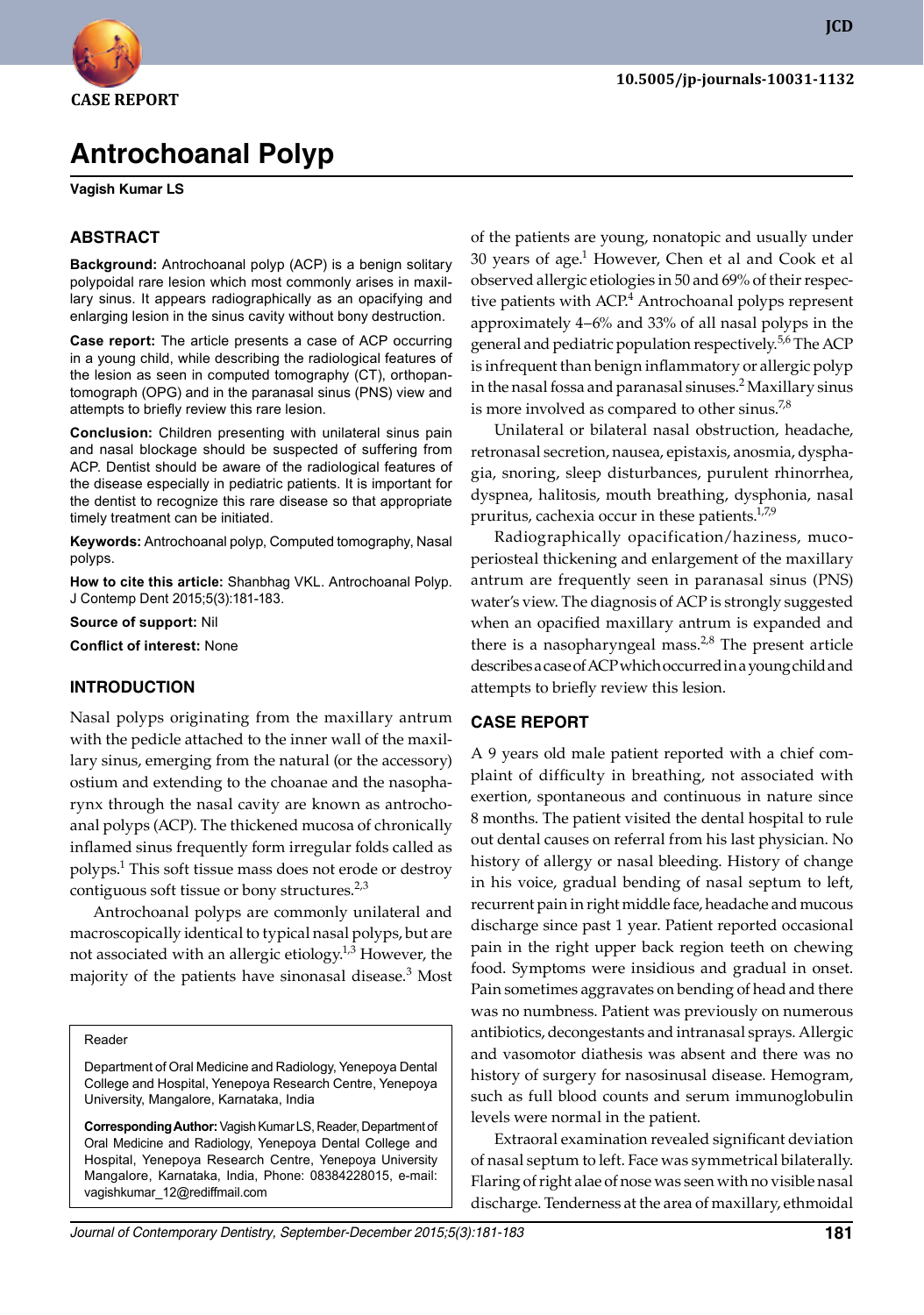CASE REPORT

10.5005/jp-journals-10031-1132

# Antrochoanal Polyp

**Vagish Kumar LS**

## ABSTRACT

**Background:** Antrochoanal polyp (ACP) is a benign solitary polypoidal rare lesion which most commonly arises in maxillary sinus. It appears radiographically as an opacifying and enlarging lesion in the sinus cavity without bony destruction.

**Case report:** The article presents a case of ACP occurring in a young child, while describing the radiological features of the lesion as seen in computed tomography (CT), orthopantomograph (OPG) and in the paranasal sinus (PNS) view and attempts to briefly review this rare lesion.

**Conclusion:** Children presenting with unilateral sinus pain and nasal blockage should be suspected of suffering from ACP. Dentist should be aware of the radiological features of the disease especially in pediatric patients. It is important for the dentist to recognize this rare disease so that appropriate timely treatment can be initiated.

**Keywords:** Antrochoanal polyp, Computed tomography, Nasal polyps.

**How to cite this article:** Shanbhag VKL. Antrochoanal Polyp. J Contemp Dent 2015;5(3):181-183.

**Source of support:** Nil

**Conflict of interest:** None

## INTRODUCTION

Nasal polyps originating from the maxillary antrum with the pedicle attached to the inner wall of the maxillary sinus, emerging from the natural (or the accessory) ostium and extending to the choanae and the nasopharynx through the nasal cavity are known as antrochoanal polyps (ACP). The thickened mucosa of chronically inflamed sinus frequently form irregular folds called as polyps.[1] This soft tissue mass does not erode or destroy contiguous soft tissue or bony structures.[2,3]

Antrochoanal polyps are commonly unilateral and macroscopically identical to typical nasal polyps, but are not associated with an allergic etiology.[1,3] However, the majority of the patients have sinonasal disease.[3] Most of the patients are young, nonatopic and usually under 30 years of age.[1] However, Chen et al and Cook et al observed allergic etiologies in 50 and 69% of their respective patients with ACP.[4] Antrochoanal polyps represent approximately 4–6% and 33% of all nasal polyps in the general and pediatric population respectively.[5,6] The ACP is infrequent than benign inflammatory or allergic polyp in the nasal fossa and paranasal sinuses.[2] Maxillary sinus is more involved as compared to other sinus.[7,8]

Unilateral or bilateral nasal obstruction, headache, retronasal secretion, nausea, epistaxis, anosmia, dysphagia, snoring, sleep disturbances, purulent rhinorrhea, dyspnea, halitosis, mouth breathing, dysphonia, nasal pruritus, cachexia occur in these patients.[1,7,9]

Radiographically opacification/haziness, mucoperiosteal thickening and enlargement of the maxillary antrum are frequently seen in paranasal sinus (PNS) water's view. The diagnosis of ACP is strongly suggested when an opacified maxillary antrum is expanded and there is a nasopharyngeal mass.[2,8] The present article describes a case of ACP which occurred in a young child and attempts to briefly review this lesion.

## CASE REPORT

A 9 years old male patient reported with a chief complaint of difficulty in breathing, not associated with exertion, spontaneous and continuous in nature since 8 months. The patient visited the dental hospital to rule out dental causes on referral from his last physician. No history of allergy or nasal bleeding. History of change in his voice, gradual bending of nasal septum to left, recurrent pain in right middle face, headache and mucous discharge since past 1 year. Patient reported occasional pain in the right upper back region teeth on chewing food. Symptoms were insidious and gradual in onset. Pain sometimes aggravates on bending of head and there was no numbness. Patient was previously on numerous antibiotics, decongestants and intranasal sprays. Allergic and vasomotor diathesis was absent and there was no history of surgery for nasosinusal disease. Hemogram, such as full blood counts and serum immunoglobulin levels were normal in the patient.

Extraoral examination revealed significant deviation of nasal septum to left. Face was symmetrical bilaterally. Flaring of right alae of nose was seen with no visible nasal discharge. Tenderness at the area of maxillary, ethmoidal

Reader

Department of Oral Medicine and Radiology, Yenepoya Dental College and Hospital, Yenepoya Research Centre, Yenepoya University, Mangalore, Karnataka, India

**Corresponding Author:** Vagish Kumar LS, Reader, Department of Oral Medicine and Radiology, Yenepoya Dental College and Hospital, Yenepoya Research Centre, Yenepoya University Mangalore, Karnataka, India, Phone: 08384228015, e-mail: vagishkumar_12@rediffmail.com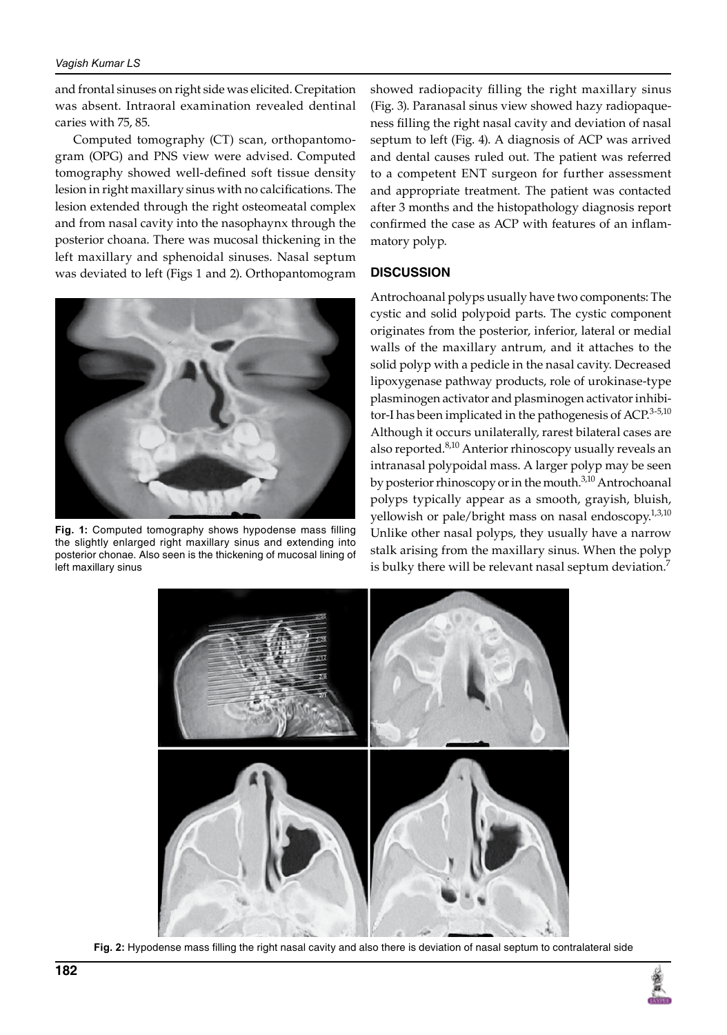and frontal sinuses on right side was elicited. Crepitation was absent. Intraoral examination revealed dentinal caries with 75, 85.

Computed tomography (CT) scan, orthopantomogram (OPG) and PNS view were advised. Computed tomography showed well-defined soft tissue density lesion in right maxillary sinus with no calcifications. The lesion extended through the right osteomeatal complex and from nasal cavity into the nasophaynx through the posterior choana. There was mucosal thickening in the left maxillary and sphenoidal sinuses. Nasal septum was deviated to left (Figs 1 and 2). Orthopantomogram showed radiopacity filling the right maxillary sinus (Fig. 3). Paranasal sinus view showed hazy radiopaqueness filling the right nasal cavity and deviation of nasal septum to left (Fig. 4). A diagnosis of ACP was arrived and dental causes ruled out. The patient was referred to a competent ENT surgeon for further assessment and appropriate treatment. The patient was contacted after 3 months and the histopathology diagnosis report confirmed the case as ACP with features of an inflammatory polyp.

**Fig. 1:** Computed tomography shows hypodense mass filling the slightly enlarged right maxillary sinus and extending into posterior chonae. Also seen is the thickening of mucosal lining of left maxillary sinus

## DISCUSSION

Antrochoanal polyps usually have two components: The cystic and solid polypoid parts. The cystic component originates from the posterior, inferior, lateral or medial walls of the maxillary antrum, and it attaches to the solid polyp with a pedicle in the nasal cavity. Decreased lipoxygenase pathway products, role of urokinase-type plasminogen activator and plasminogen activator inhibitor-I has been implicated in the pathogenesis of ACP.[3-5,10] Although it occurs unilaterally, rarest bilateral cases are also reported.[8,10] Anterior rhinoscopy usually reveals an intranasal polypoidal mass. A larger polyp may be seen by posterior rhinoscopy or in the mouth.[3,10] Antrochoanal polyps typically appear as a smooth, grayish, bluish, yellowish or pale/bright mass on nasal endoscopy.[1,3,10] Unlike other nasal polyps, they usually have a narrow stalk arising from the maxillary sinus. When the polyp is bulky there will be relevant nasal septum deviation.[7]

**Fig. 2:** Hypodense mass filling the right nasal cavity and also there is deviation of nasal septum to contralateral side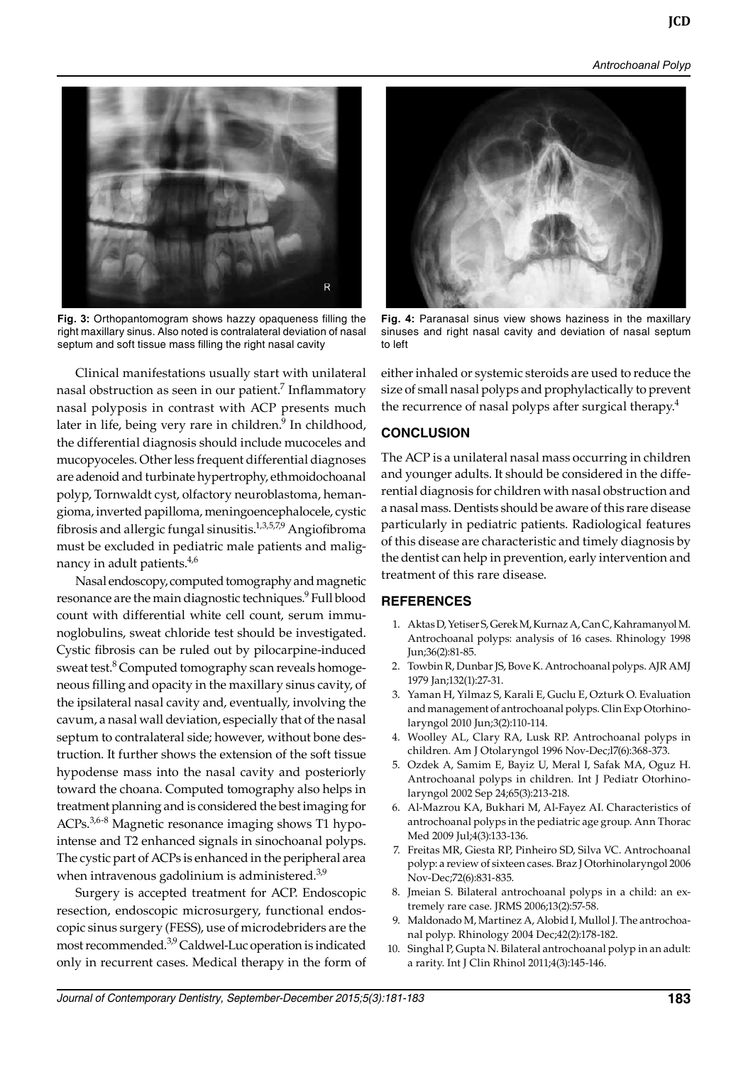Fig. 3: Orthopantomogram shows hazzy opaqueness filling the right maxillary sinus. Also noted is contralateral deviation of nasal septum and soft tissue mass filling the right nasal cavity

Fig. 4: Paranasal sinus view shows haziness in the maxillary sinuses and right nasal cavity and deviation of nasal septum to left

Clinical manifestations usually start with unilateral nasal obstruction as seen in our patient.[7] Inflammatory nasal polyposis in contrast with ACP presents much later in life, being very rare in children.[9] In childhood, the differential diagnosis should include mucoceles and mucopyoceles. Other less frequent differential diagnoses are adenoid and turbinate hypertrophy, ethmoidochoanal polyp, Tornwaldt cyst, olfactory neuroblastoma, hemangioma, inverted papilloma, meningoencephalocele, cystic fibrosis and allergic fungal sinusitis.[1,3,5,7,9] Angiofibroma must be excluded in pediatric male patients and malignancy in adult patients.[4,6]

Nasal endoscopy, computed tomography and magnetic resonance are the main diagnostic techniques.[9] Full blood count with differential white cell count, serum immunoglobulins, sweat chloride test should be investigated. Cystic fibrosis can be ruled out by pilocarpine-induced sweat test.[8] Computed tomography scan reveals homogeneous filling and opacity in the maxillary sinus cavity, of the ipsilateral nasal cavity and, eventually, involving the cavum, a nasal wall deviation, especially that of the nasal septum to contralateral side; however, without bone destruction. It further shows the extension of the soft tissue hypodense mass into the nasal cavity and posteriorly toward the choana. Computed tomography also helps in treatment planning and is considered the best imaging for ACPs.[3,6-8] Magnetic resonance imaging shows T1 hypointense and T2 enhanced signals in sinochoanal polyps. The cystic part of ACPs is enhanced in the peripheral area when intravenous gadolinium is administered.[3,9]

Surgery is accepted treatment for ACP. Endoscopic resection, endoscopic microsurgery, functional endoscopic sinus surgery (FESS), use of microdebriders are the most recommended.[3,9] Caldwel-Luc operation is indicated only in recurrent cases. Medical therapy in the form of either inhaled or systemic steroids are used to reduce the size of small nasal polyps and prophylactically to prevent the recurrence of nasal polyps after surgical therapy.[4]

## CONCLUSION

The ACP is a unilateral nasal mass occurring in children and younger adults. It should be considered in the differential diagnosis for children with nasal obstruction and a nasal mass. Dentists should be aware of this rare disease particularly in pediatric patients. Radiological features of this disease are characteristic and timely diagnosis by the dentist can help in prevention, early intervention and treatment of this rare disease.

## REFERENCES

1. Aktas D, Yetiser S, Gerek M, Kurnaz A, Can C, Kahramanyol M. Antrochoanal polyps: analysis of 16 cases. Rhinology 1998 Jun;36(2):81-85.
2. Towbin R, Dunbar JS, Bove K. Antrochoanal polyps. AJR AMJ 1979 Jan;132(1):27-31.
3. Yaman H, Yilmaz S, Karali E, Guclu E, Ozturk O. Evaluation and management of antrochoanal polyps. Clin Exp Otorhinolaryngol 2010 Jun;3(2):110-114.
4. Woolley AL, Clary RA, Lusk RP. Antrochoanal polyps in children. Am J Otolaryngol 1996 Nov-Dec;l7(6):368-373.
5. Ozdek A, Samim E, Bayiz U, Meral I, Safak MA, Oguz H. Antrochoanal polyps in children. Int J Pediatr Otorhinolaryngol 2002 Sep 24;65(3):213-218.
6. Al-Mazrou KA, Bukhari M, Al-Fayez AI. Characteristics of antrochoanal polyps in the pediatric age group. Ann Thorac Med 2009 Jul;4(3):133-136.
7. Freitas MR, Giesta RP, Pinheiro SD, Silva VC. Antrochoanal polyp: a review of sixteen cases. Braz J Otorhinolaryngol 2006 Nov-Dec;72(6):831-835.
8. Jmeian S. Bilateral antrochoanal polyps in a child: an extremely rare case. JRMS 2006;13(2):57-58.
9. Maldonado M, Martinez A, Alobid I, Mullol J. The antrochoanal polyp. Rhinology 2004 Dec;42(2):178-182.
10. Singhal P, Gupta N. Bilateral antrochoanal polyp in an adult: a rarity. Int J Clin Rhinol 2011;4(3):145-146.